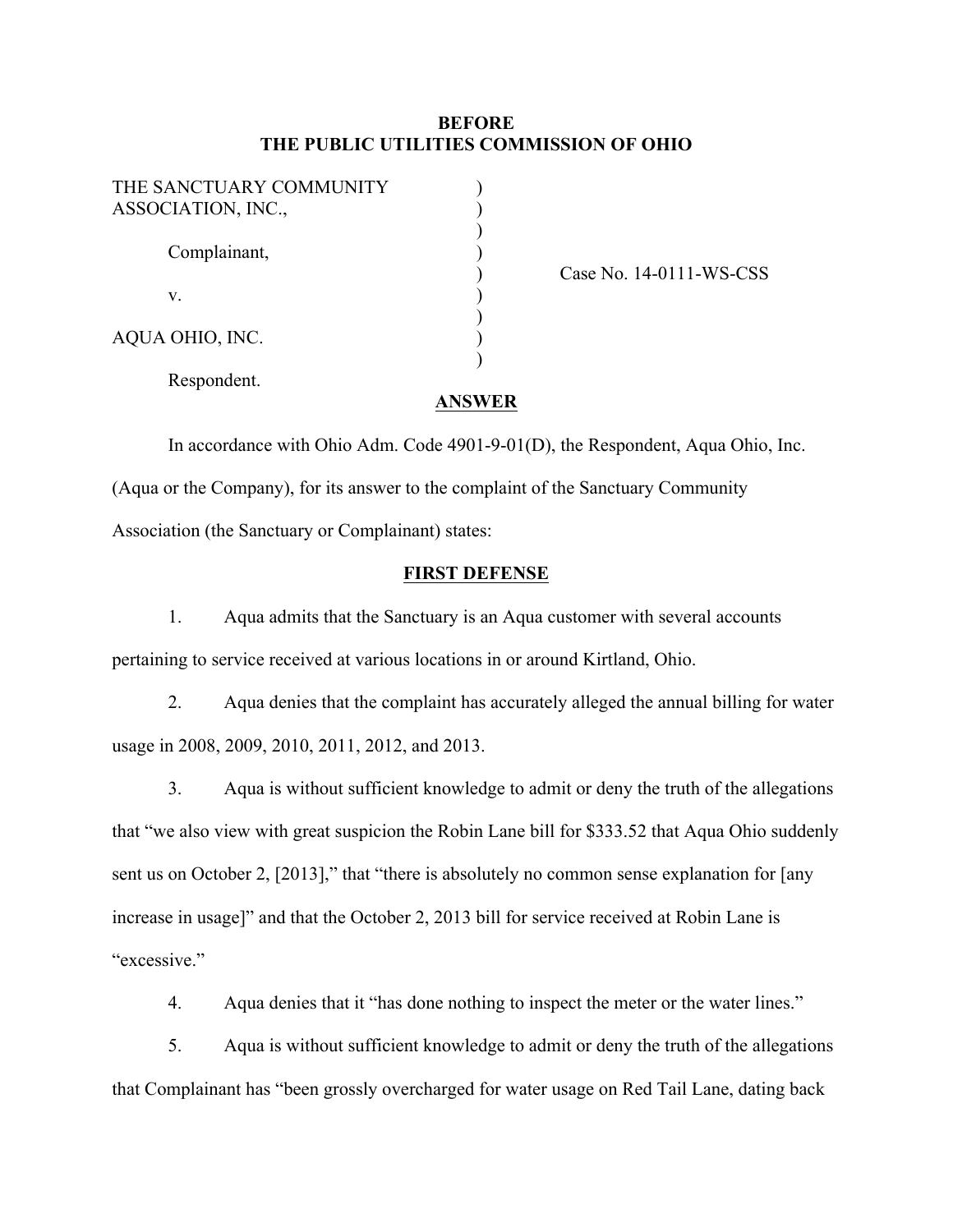**BEFORE**
**THE PUBLIC UTILITIES COMMISSION OF OHIO**

| | | |
|---|---|---|
| THE SANCTUARY COMMUNITY ASSOCIATION, INC., | ) | |
| Complainant, | ) | Case No. 14-0111-WS-CSS |
| v. | ) | |
| AQUA OHIO, INC. | ) | |
| Respondent. | ) | |

**ANSWER**

In accordance with Ohio Adm. Code 4901-9-01(D), the Respondent, Aqua Ohio, Inc. (Aqua or the Company), for its answer to the complaint of the Sanctuary Community Association (the Sanctuary or Complainant) states:

**FIRST DEFENSE**

1. Aqua admits that the Sanctuary is an Aqua customer with several accounts pertaining to service received at various locations in or around Kirtland, Ohio.

2. Aqua denies that the complaint has accurately alleged the annual billing for water usage in 2008, 2009, 2010, 2011, 2012, and 2013.

3. Aqua is without sufficient knowledge to admit or deny the truth of the allegations that "we also view with great suspicion the Robin Lane bill for $333.52 that Aqua Ohio suddenly sent us on October 2, [2013]," that "there is absolutely no common sense explanation for [any increase in usage]" and that the October 2, 2013 bill for service received at Robin Lane is "excessive."

4. Aqua denies that it "has done nothing to inspect the meter or the water lines."

5. Aqua is without sufficient knowledge to admit or deny the truth of the allegations that Complainant has "been grossly overcharged for water usage on Red Tail Lane, dating back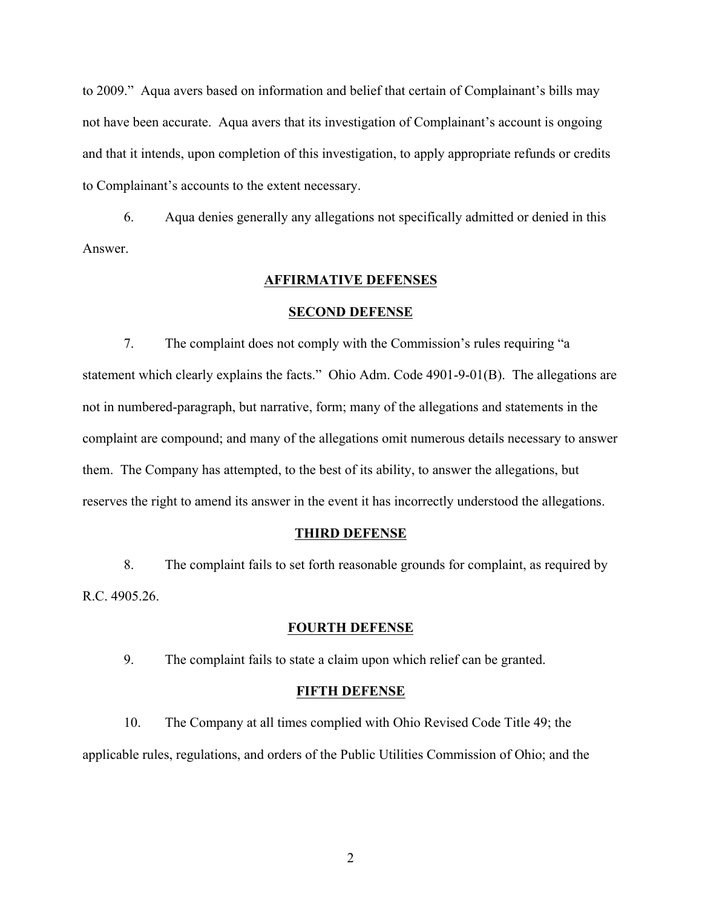to 2009." Aqua avers based on information and belief that certain of Complainant's bills may not have been accurate. Aqua avers that its investigation of Complainant's account is ongoing and that it intends, upon completion of this investigation, to apply appropriate refunds or credits to Complainant's accounts to the extent necessary.

6. Aqua denies generally any allegations not specifically admitted or denied in this Answer.

## AFFIRMATIVE DEFENSES

### SECOND DEFENSE

7. The complaint does not comply with the Commission's rules requiring "a statement which clearly explains the facts." Ohio Adm. Code 4901-9-01(B). The allegations are not in numbered-paragraph, but narrative, form; many of the allegations and statements in the complaint are compound; and many of the allegations omit numerous details necessary to answer them. The Company has attempted, to the best of its ability, to answer the allegations, but reserves the right to amend its answer in the event it has incorrectly understood the allegations.

### THIRD DEFENSE

8. The complaint fails to set forth reasonable grounds for complaint, as required by R.C. 4905.26.

### FOURTH DEFENSE

9. The complaint fails to state a claim upon which relief can be granted.

### FIFTH DEFENSE

10. The Company at all times complied with Ohio Revised Code Title 49; the applicable rules, regulations, and orders of the Public Utilities Commission of Ohio; and the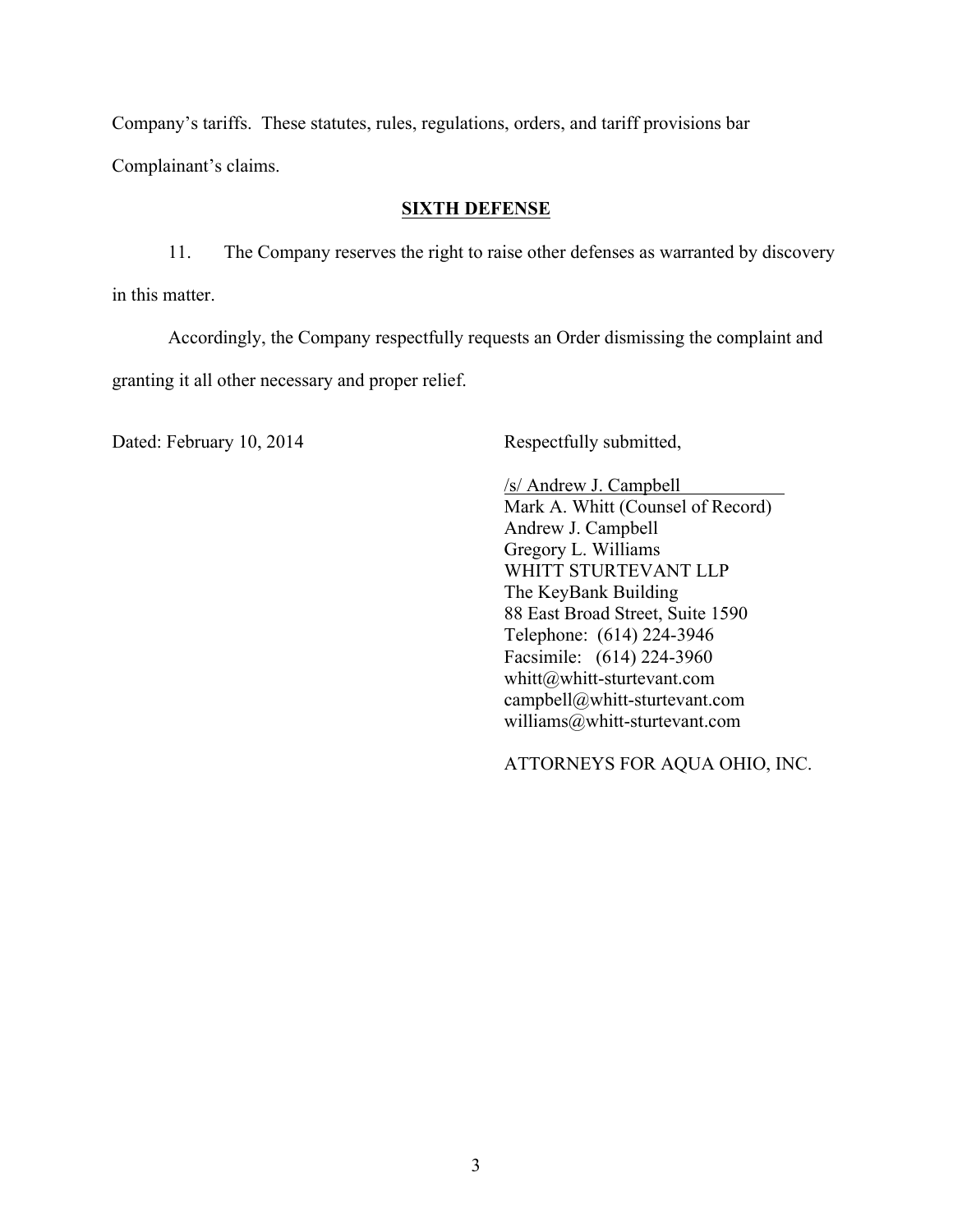Company's tariffs. These statutes, rules, regulations, orders, and tariff provisions bar Complainant's claims.

## SIXTH DEFENSE

11. The Company reserves the right to raise other defenses as warranted by discovery in this matter.

Accordingly, the Company respectfully requests an Order dismissing the complaint and granting it all other necessary and proper relief.

Dated: February 10, 2014

Respectfully submitted,

/s/ Andrew J. Campbell
Mark A. Whitt (Counsel of Record)
Andrew J. Campbell
Gregory L. Williams
WHITT STURTEVANT LLP
The KeyBank Building
88 East Broad Street, Suite 1590
Telephone: (614) 224-3946
Facsimile: (614) 224-3960
whitt@whitt-sturtevant.com
campbell@whitt-sturtevant.com
williams@whitt-sturtevant.com

ATTORNEYS FOR AQUA OHIO, INC.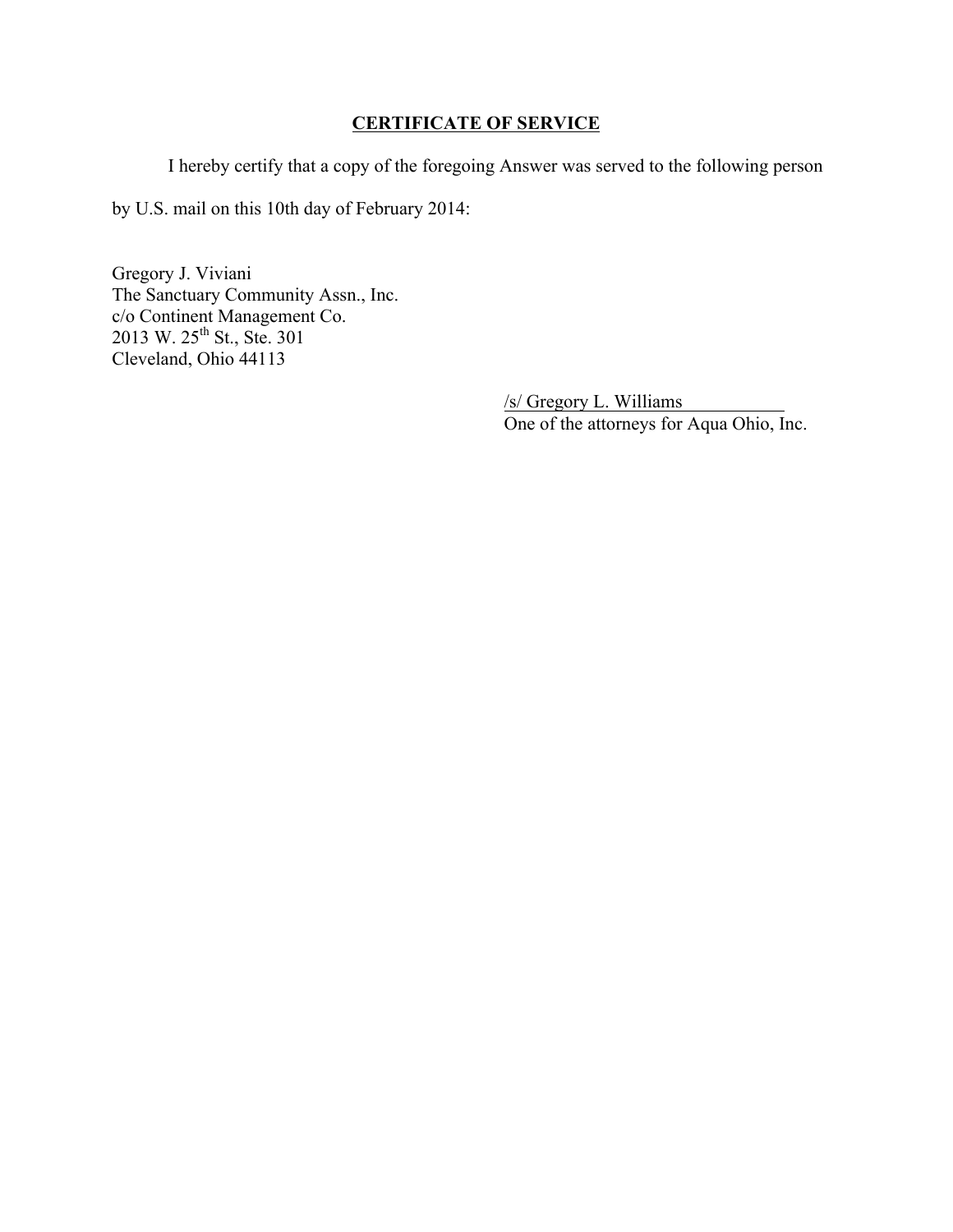## **CERTIFICATE OF SERVICE**

I hereby certify that a copy of the foregoing Answer was served to the following person by U.S. mail on this 10th day of February 2014:

Gregory J. Viviani
The Sanctuary Community Assn., Inc.
c/o Continent Management Co.
2013 W. 25th St., Ste. 301
Cleveland, Ohio 44113

/s/ Gregory L. Williams
One of the attorneys for Aqua Ohio, Inc.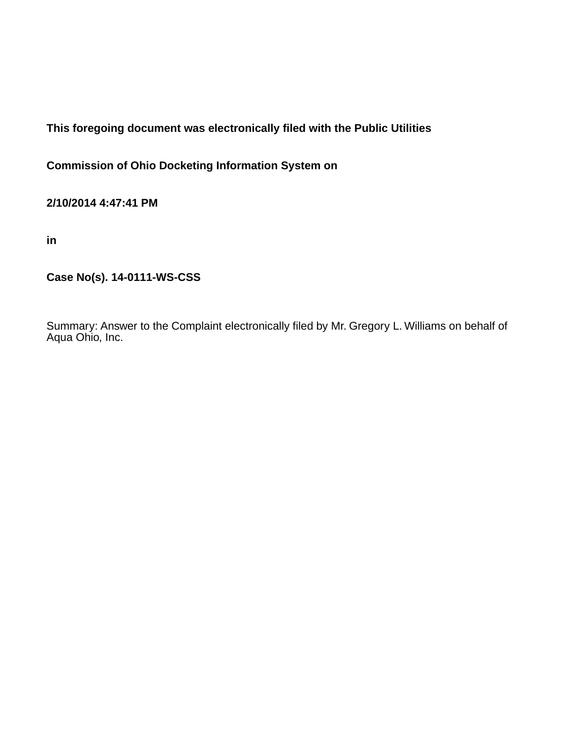**This foregoing document was electronically filed with the Public Utilities**

**Commission of Ohio Docketing Information System on**

**2/10/2014 4:47:41 PM**

**in**

**Case No(s). 14-0111-WS-CSS**

Summary: Answer to the Complaint electronically filed by Mr. Gregory L. Williams on behalf of Aqua Ohio, Inc.